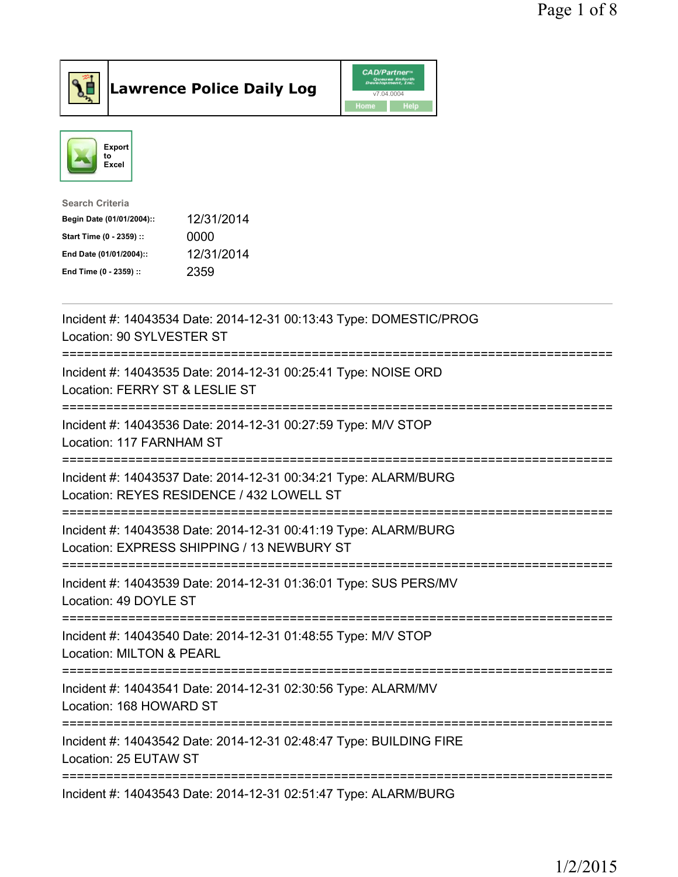# Lawrence Police Daily Log

CAD/Partner v7.04.0004
Home Help

Export to Excel

**Search Criteria**

| | |
|---|---|
| **Begin Date (01/01/2004)::** | 12/31/2014 |
| **Start Time (0 - 2359) ::** | 0000 |
| **End Date (01/01/2004)::** | 12/31/2014 |
| **End Time (0 - 2359) ::** | 2359 |

---

Incident #: 14043534 Date: 2014-12-31 00:13:43 Type: DOMESTIC/PROG
Location: 90 SYLVESTER ST

===========================================================================

Incident #: 14043535 Date: 2014-12-31 00:25:41 Type: NOISE ORD
Location: FERRY ST & LESLIE ST

===========================================================================

Incident #: 14043536 Date: 2014-12-31 00:27:59 Type: M/V STOP
Location: 117 FARNHAM ST

===========================================================================

Incident #: 14043537 Date: 2014-12-31 00:34:21 Type: ALARM/BURG
Location: REYES RESIDENCE / 432 LOWELL ST

===========================================================================

Incident #: 14043538 Date: 2014-12-31 00:41:19 Type: ALARM/BURG
Location: EXPRESS SHIPPING / 13 NEWBURY ST

===========================================================================

Incident #: 14043539 Date: 2014-12-31 01:36:01 Type: SUS PERS/MV
Location: 49 DOYLE ST

===========================================================================

Incident #: 14043540 Date: 2014-12-31 01:48:55 Type: M/V STOP
Location: MILTON & PEARL

===========================================================================

Incident #: 14043541 Date: 2014-12-31 02:30:56 Type: ALARM/MV
Location: 168 HOWARD ST

===========================================================================

Incident #: 14043542 Date: 2014-12-31 02:48:47 Type: BUILDING FIRE
Location: 25 EUTAW ST

===========================================================================

Incident #: 14043543 Date: 2014-12-31 02:51:47 Type: ALARM/BURG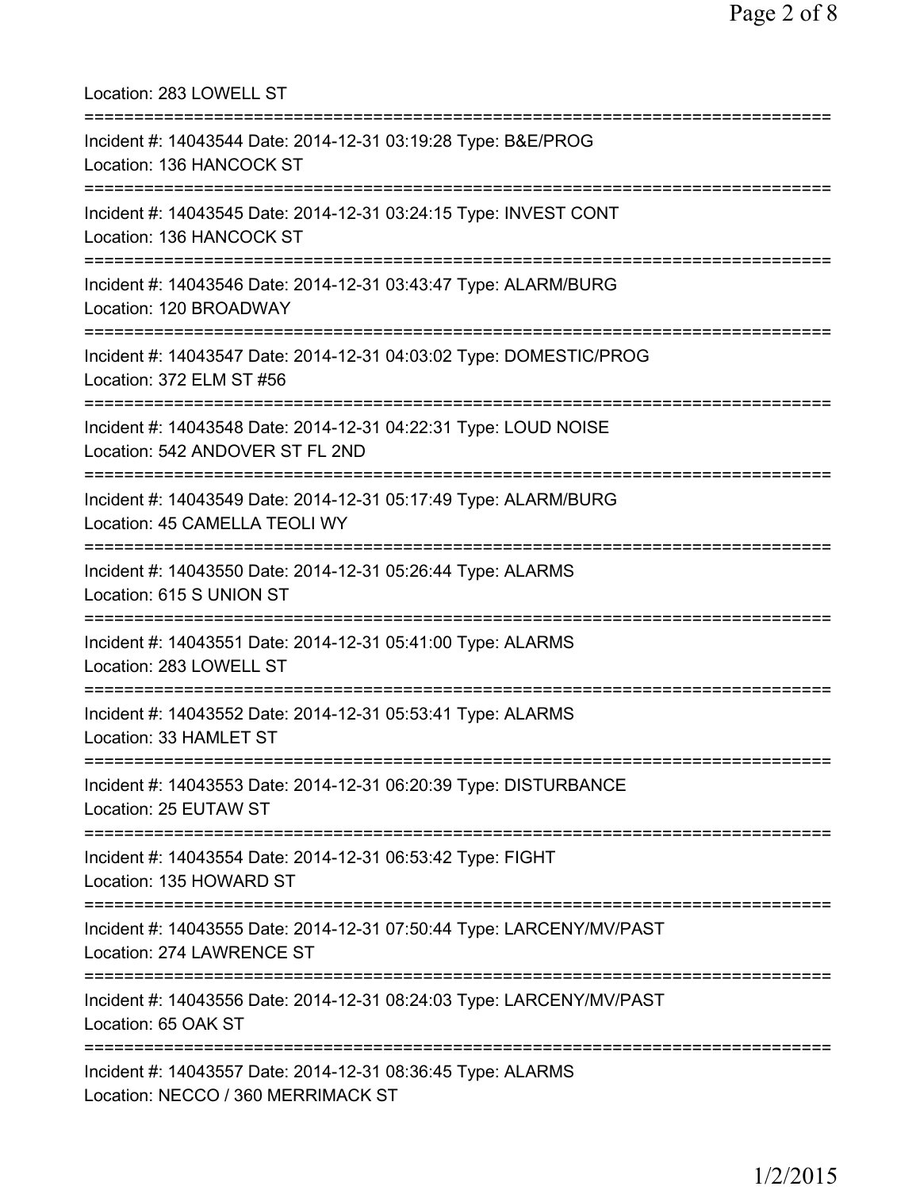Location: 283 LOWELL ST

===========================================================================

Incident #: 14043544 Date: 2014-12-31 03:19:28 Type: B&E/PROG

Location: 136 HANCOCK ST

===========================================================================

Incident #: 14043545 Date: 2014-12-31 03:24:15 Type: INVEST CONT

Location: 136 HANCOCK ST

===========================================================================

Incident #: 14043546 Date: 2014-12-31 03:43:47 Type: ALARM/BURG

Location: 120 BROADWAY

===========================================================================

Incident #: 14043547 Date: 2014-12-31 04:03:02 Type: DOMESTIC/PROG

Location: 372 ELM ST #56

===========================================================================

Incident #: 14043548 Date: 2014-12-31 04:22:31 Type: LOUD NOISE

Location: 542 ANDOVER ST FL 2ND

===========================================================================

Incident #: 14043549 Date: 2014-12-31 05:17:49 Type: ALARM/BURG

Location: 45 CAMELLA TEOLI WY

===========================================================================

Incident #: 14043550 Date: 2014-12-31 05:26:44 Type: ALARMS

Location: 615 S UNION ST

===========================================================================

Incident #: 14043551 Date: 2014-12-31 05:41:00 Type: ALARMS

Location: 283 LOWELL ST

===========================================================================

Incident #: 14043552 Date: 2014-12-31 05:53:41 Type: ALARMS

Location: 33 HAMLET ST

===========================================================================

Incident #: 14043553 Date: 2014-12-31 06:20:39 Type: DISTURBANCE

Location: 25 EUTAW ST

===========================================================================

Incident #: 14043554 Date: 2014-12-31 06:53:42 Type: FIGHT

Location: 135 HOWARD ST

===========================================================================

Incident #: 14043555 Date: 2014-12-31 07:50:44 Type: LARCENY/MV/PAST

Location: 274 LAWRENCE ST

===========================================================================

Incident #: 14043556 Date: 2014-12-31 08:24:03 Type: LARCENY/MV/PAST

Location: 65 OAK ST

===========================================================================

Incident #: 14043557 Date: 2014-12-31 08:36:45 Type: ALARMS

Location: NECCO / 360 MERRIMACK ST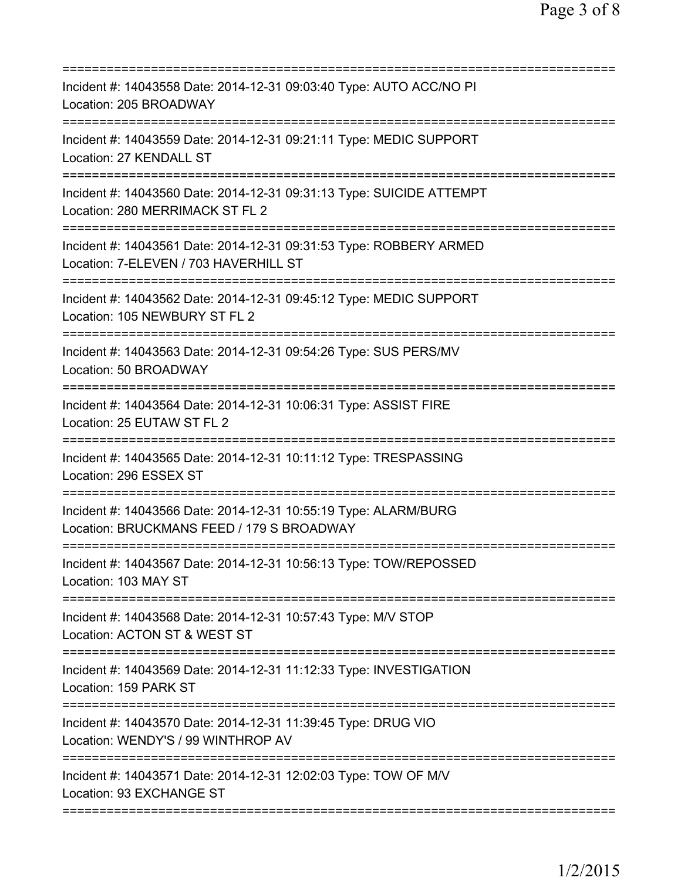===========================================================================
Incident #: 14043558 Date: 2014-12-31 09:03:40 Type: AUTO ACC/NO PI
Location: 205 BROADWAY
===========================================================================
Incident #: 14043559 Date: 2014-12-31 09:21:11 Type: MEDIC SUPPORT
Location: 27 KENDALL ST
===========================================================================
Incident #: 14043560 Date: 2014-12-31 09:31:13 Type: SUICIDE ATTEMPT
Location: 280 MERRIMACK ST FL 2
===========================================================================
Incident #: 14043561 Date: 2014-12-31 09:31:53 Type: ROBBERY ARMED
Location: 7-ELEVEN / 703 HAVERHILL ST
===========================================================================
Incident #: 14043562 Date: 2014-12-31 09:45:12 Type: MEDIC SUPPORT
Location: 105 NEWBURY ST FL 2
===========================================================================
Incident #: 14043563 Date: 2014-12-31 09:54:26 Type: SUS PERS/MV
Location: 50 BROADWAY
===========================================================================
Incident #: 14043564 Date: 2014-12-31 10:06:31 Type: ASSIST FIRE
Location: 25 EUTAW ST FL 2
===========================================================================
Incident #: 14043565 Date: 2014-12-31 10:11:12 Type: TRESPASSING
Location: 296 ESSEX ST
===========================================================================
Incident #: 14043566 Date: 2014-12-31 10:55:19 Type: ALARM/BURG
Location: BRUCKMANS FEED / 179 S BROADWAY
===========================================================================
Incident #: 14043567 Date: 2014-12-31 10:56:13 Type: TOW/REPOSSED
Location: 103 MAY ST
===========================================================================
Incident #: 14043568 Date: 2014-12-31 10:57:43 Type: M/V STOP
Location: ACTON ST & WEST ST
===========================================================================
Incident #: 14043569 Date: 2014-12-31 11:12:33 Type: INVESTIGATION
Location: 159 PARK ST
===========================================================================
Incident #: 14043570 Date: 2014-12-31 11:39:45 Type: DRUG VIO
Location: WENDY'S / 99 WINTHROP AV
===========================================================================
Incident #: 14043571 Date: 2014-12-31 12:02:03 Type: TOW OF M/V
Location: 93 EXCHANGE ST
===========================================================================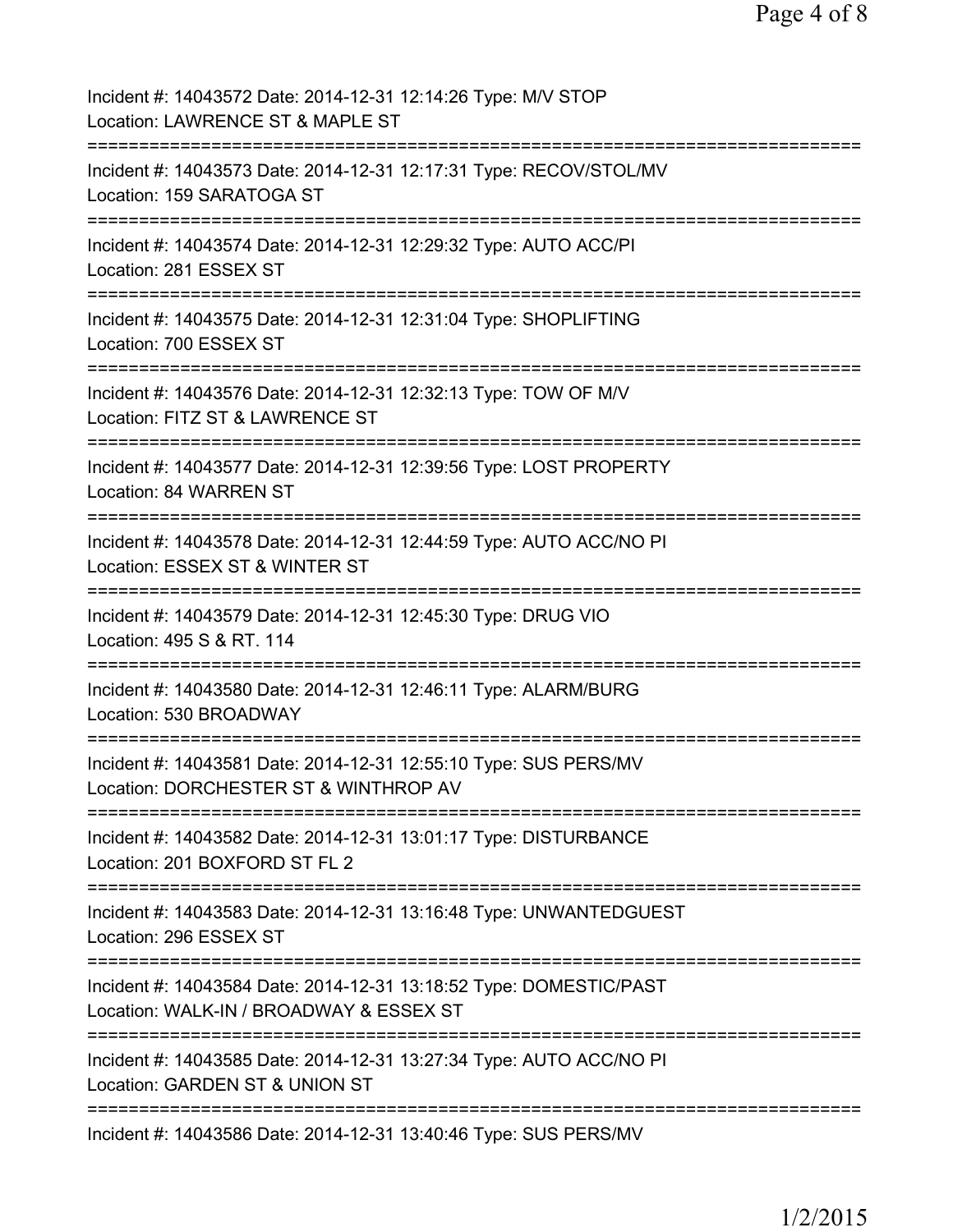Incident #: 14043572 Date: 2014-12-31 12:14:26 Type: M/V STOP
Location: LAWRENCE ST & MAPLE ST
===========================================================================
Incident #: 14043573 Date: 2014-12-31 12:17:31 Type: RECOV/STOL/MV
Location: 159 SARATOGA ST
===========================================================================
Incident #: 14043574 Date: 2014-12-31 12:29:32 Type: AUTO ACC/PI
Location: 281 ESSEX ST
===========================================================================
Incident #: 14043575 Date: 2014-12-31 12:31:04 Type: SHOPLIFTING
Location: 700 ESSEX ST
===========================================================================
Incident #: 14043576 Date: 2014-12-31 12:32:13 Type: TOW OF M/V
Location: FITZ ST & LAWRENCE ST
===========================================================================
Incident #: 14043577 Date: 2014-12-31 12:39:56 Type: LOST PROPERTY
Location: 84 WARREN ST
===========================================================================
Incident #: 14043578 Date: 2014-12-31 12:44:59 Type: AUTO ACC/NO PI
Location: ESSEX ST & WINTER ST
===========================================================================
Incident #: 14043579 Date: 2014-12-31 12:45:30 Type: DRUG VIO
Location: 495 S & RT. 114
===========================================================================
Incident #: 14043580 Date: 2014-12-31 12:46:11 Type: ALARM/BURG
Location: 530 BROADWAY
===========================================================================
Incident #: 14043581 Date: 2014-12-31 12:55:10 Type: SUS PERS/MV
Location: DORCHESTER ST & WINTHROP AV
===========================================================================
Incident #: 14043582 Date: 2014-12-31 13:01:17 Type: DISTURBANCE
Location: 201 BOXFORD ST FL 2
===========================================================================
Incident #: 14043583 Date: 2014-12-31 13:16:48 Type: UNWANTEDGUEST
Location: 296 ESSEX ST
===========================================================================
Incident #: 14043584 Date: 2014-12-31 13:18:52 Type: DOMESTIC/PAST
Location: WALK-IN / BROADWAY & ESSEX ST
===========================================================================
Incident #: 14043585 Date: 2014-12-31 13:27:34 Type: AUTO ACC/NO PI
Location: GARDEN ST & UNION ST
===========================================================================
Incident #: 14043586 Date: 2014-12-31 13:40:46 Type: SUS PERS/MV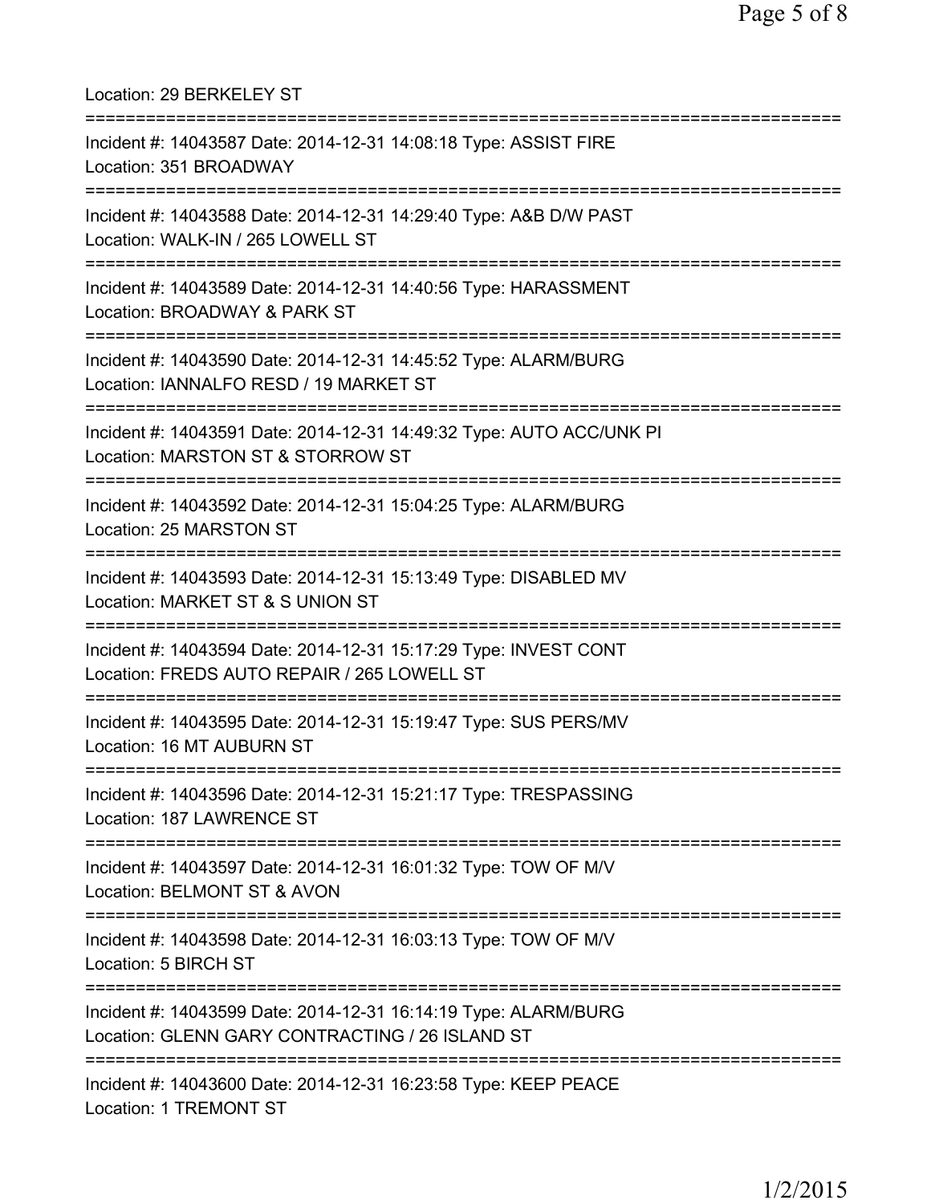Location: 29 BERKELEY ST

===========================================================================

Incident #: 14043587 Date: 2014-12-31 14:08:18 Type: ASSIST FIRE
Location: 351 BROADWAY

===========================================================================

Incident #: 14043588 Date: 2014-12-31 14:29:40 Type: A&B D/W PAST
Location: WALK-IN / 265 LOWELL ST

===========================================================================

Incident #: 14043589 Date: 2014-12-31 14:40:56 Type: HARASSMENT
Location: BROADWAY & PARK ST

===========================================================================

Incident #: 14043590 Date: 2014-12-31 14:45:52 Type: ALARM/BURG
Location: IANNALFO RESD / 19 MARKET ST

===========================================================================

Incident #: 14043591 Date: 2014-12-31 14:49:32 Type: AUTO ACC/UNK PI
Location: MARSTON ST & STORROW ST

===========================================================================

Incident #: 14043592 Date: 2014-12-31 15:04:25 Type: ALARM/BURG
Location: 25 MARSTON ST

===========================================================================

Incident #: 14043593 Date: 2014-12-31 15:13:49 Type: DISABLED MV
Location: MARKET ST & S UNION ST

===========================================================================

Incident #: 14043594 Date: 2014-12-31 15:17:29 Type: INVEST CONT
Location: FREDS AUTO REPAIR / 265 LOWELL ST

===========================================================================

Incident #: 14043595 Date: 2014-12-31 15:19:47 Type: SUS PERS/MV
Location: 16 MT AUBURN ST

===========================================================================

Incident #: 14043596 Date: 2014-12-31 15:21:17 Type: TRESPASSING
Location: 187 LAWRENCE ST

===========================================================================

Incident #: 14043597 Date: 2014-12-31 16:01:32 Type: TOW OF M/V
Location: BELMONT ST & AVON

===========================================================================

Incident #: 14043598 Date: 2014-12-31 16:03:13 Type: TOW OF M/V
Location: 5 BIRCH ST

===========================================================================

Incident #: 14043599 Date: 2014-12-31 16:14:19 Type: ALARM/BURG
Location: GLENN GARY CONTRACTING / 26 ISLAND ST

===========================================================================

Incident #: 14043600 Date: 2014-12-31 16:23:58 Type: KEEP PEACE
Location: 1 TREMONT ST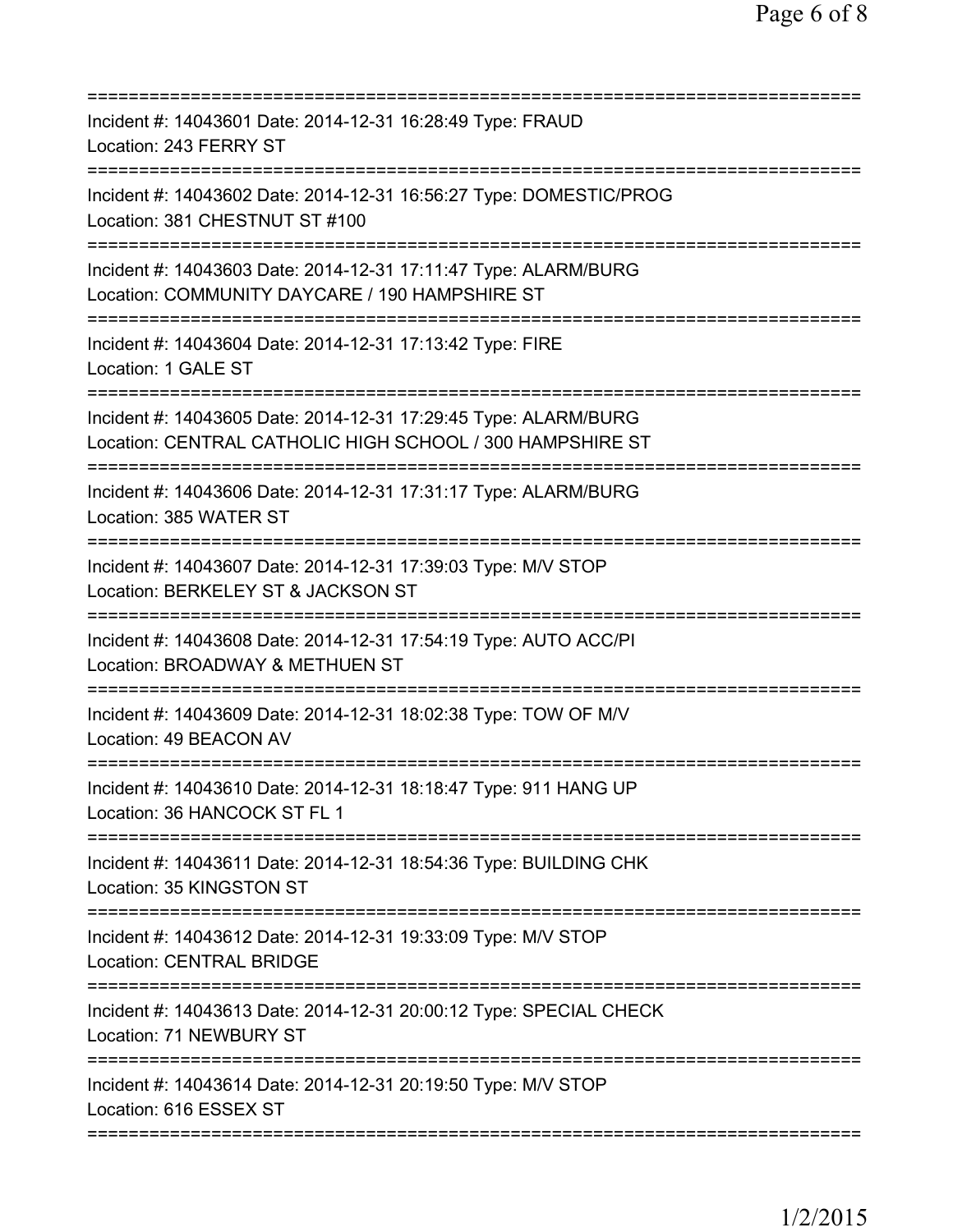===========================================================================
Incident #: 14043601 Date: 2014-12-31 16:28:49 Type: FRAUD
Location: 243 FERRY ST
===========================================================================
Incident #: 14043602 Date: 2014-12-31 16:56:27 Type: DOMESTIC/PROG
Location: 381 CHESTNUT ST #100
===========================================================================
Incident #: 14043603 Date: 2014-12-31 17:11:47 Type: ALARM/BURG
Location: COMMUNITY DAYCARE / 190 HAMPSHIRE ST
===========================================================================
Incident #: 14043604 Date: 2014-12-31 17:13:42 Type: FIRE
Location: 1 GALE ST
===========================================================================
Incident #: 14043605 Date: 2014-12-31 17:29:45 Type: ALARM/BURG
Location: CENTRAL CATHOLIC HIGH SCHOOL / 300 HAMPSHIRE ST
===========================================================================
Incident #: 14043606 Date: 2014-12-31 17:31:17 Type: ALARM/BURG
Location: 385 WATER ST
===========================================================================
Incident #: 14043607 Date: 2014-12-31 17:39:03 Type: M/V STOP
Location: BERKELEY ST & JACKSON ST
===========================================================================
Incident #: 14043608 Date: 2014-12-31 17:54:19 Type: AUTO ACC/PI
Location: BROADWAY & METHUEN ST
===========================================================================
Incident #: 14043609 Date: 2014-12-31 18:02:38 Type: TOW OF M/V
Location: 49 BEACON AV
===========================================================================
Incident #: 14043610 Date: 2014-12-31 18:18:47 Type: 911 HANG UP
Location: 36 HANCOCK ST FL 1
===========================================================================
Incident #: 14043611 Date: 2014-12-31 18:54:36 Type: BUILDING CHK
Location: 35 KINGSTON ST
===========================================================================
Incident #: 14043612 Date: 2014-12-31 19:33:09 Type: M/V STOP
Location: CENTRAL BRIDGE
===========================================================================
Incident #: 14043613 Date: 2014-12-31 20:00:12 Type: SPECIAL CHECK
Location: 71 NEWBURY ST
===========================================================================
Incident #: 14043614 Date: 2014-12-31 20:19:50 Type: M/V STOP
Location: 616 ESSEX ST
===========================================================================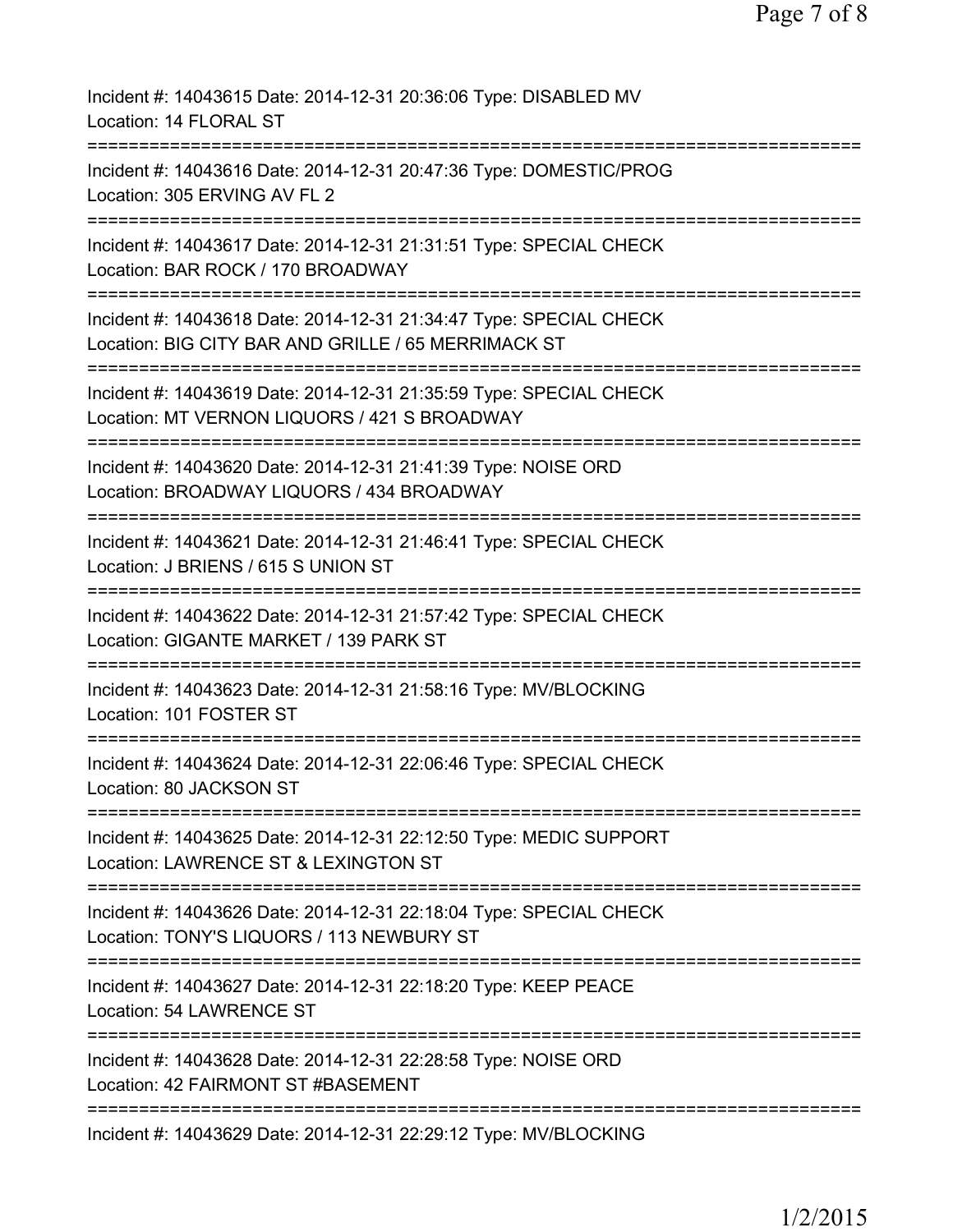Incident #: 14043615 Date: 2014-12-31 20:36:06 Type: DISABLED MV
Location: 14 FLORAL ST

===========================================================================

Incident #: 14043616 Date: 2014-12-31 20:47:36 Type: DOMESTIC/PROG
Location: 305 ERVING AV FL 2

===========================================================================

Incident #: 14043617 Date: 2014-12-31 21:31:51 Type: SPECIAL CHECK
Location: BAR ROCK / 170 BROADWAY

===========================================================================

Incident #: 14043618 Date: 2014-12-31 21:34:47 Type: SPECIAL CHECK
Location: BIG CITY BAR AND GRILLE / 65 MERRIMACK ST

===========================================================================

Incident #: 14043619 Date: 2014-12-31 21:35:59 Type: SPECIAL CHECK
Location: MT VERNON LIQUORS / 421 S BROADWAY

===========================================================================

Incident #: 14043620 Date: 2014-12-31 21:41:39 Type: NOISE ORD
Location: BROADWAY LIQUORS / 434 BROADWAY

===========================================================================

Incident #: 14043621 Date: 2014-12-31 21:46:41 Type: SPECIAL CHECK
Location: J BRIENS / 615 S UNION ST

===========================================================================

Incident #: 14043622 Date: 2014-12-31 21:57:42 Type: SPECIAL CHECK
Location: GIGANTE MARKET / 139 PARK ST

===========================================================================

Incident #: 14043623 Date: 2014-12-31 21:58:16 Type: MV/BLOCKING
Location: 101 FOSTER ST

===========================================================================

Incident #: 14043624 Date: 2014-12-31 22:06:46 Type: SPECIAL CHECK
Location: 80 JACKSON ST

===========================================================================

Incident #: 14043625 Date: 2014-12-31 22:12:50 Type: MEDIC SUPPORT
Location: LAWRENCE ST & LEXINGTON ST

===========================================================================

Incident #: 14043626 Date: 2014-12-31 22:18:04 Type: SPECIAL CHECK
Location: TONY'S LIQUORS / 113 NEWBURY ST

===========================================================================

Incident #: 14043627 Date: 2014-12-31 22:18:20 Type: KEEP PEACE
Location: 54 LAWRENCE ST

===========================================================================

Incident #: 14043628 Date: 2014-12-31 22:28:58 Type: NOISE ORD
Location: 42 FAIRMONT ST #BASEMENT

===========================================================================

Incident #: 14043629 Date: 2014-12-31 22:29:12 Type: MV/BLOCKING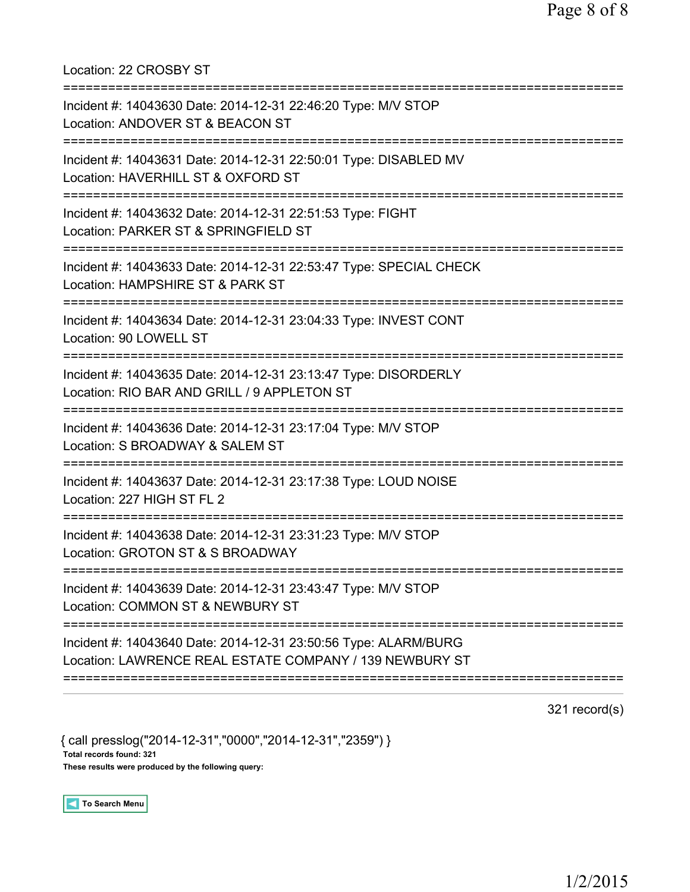Location: 22 CROSBY ST

===========================================================================

Incident #: 14043630 Date: 2014-12-31 22:46:20 Type: M/V STOP
Location: ANDOVER ST & BEACON ST

===========================================================================

Incident #: 14043631 Date: 2014-12-31 22:50:01 Type: DISABLED MV
Location: HAVERHILL ST & OXFORD ST

===========================================================================

Incident #: 14043632 Date: 2014-12-31 22:51:53 Type: FIGHT
Location: PARKER ST & SPRINGFIELD ST

===========================================================================

Incident #: 14043633 Date: 2014-12-31 22:53:47 Type: SPECIAL CHECK
Location: HAMPSHIRE ST & PARK ST

===========================================================================

Incident #: 14043634 Date: 2014-12-31 23:04:33 Type: INVEST CONT
Location: 90 LOWELL ST

===========================================================================

Incident #: 14043635 Date: 2014-12-31 23:13:47 Type: DISORDERLY
Location: RIO BAR AND GRILL / 9 APPLETON ST

===========================================================================

Incident #: 14043636 Date: 2014-12-31 23:17:04 Type: M/V STOP
Location: S BROADWAY & SALEM ST

===========================================================================

Incident #: 14043637 Date: 2014-12-31 23:17:38 Type: LOUD NOISE
Location: 227 HIGH ST FL 2

===========================================================================

Incident #: 14043638 Date: 2014-12-31 23:31:23 Type: M/V STOP
Location: GROTON ST & S BROADWAY

===========================================================================

Incident #: 14043639 Date: 2014-12-31 23:43:47 Type: M/V STOP
Location: COMMON ST & NEWBURY ST

===========================================================================

Incident #: 14043640 Date: 2014-12-31 23:50:56 Type: ALARM/BURG
Location: LAWRENCE REAL ESTATE COMPANY / 139 NEWBURY ST

===========================================================================

321 record(s)

{ call presslog("2014-12-31","0000","2014-12-31","2359") }

**Total records found: 321**

**These results were produced by the following query:**

To Search Menu

1/2/2015